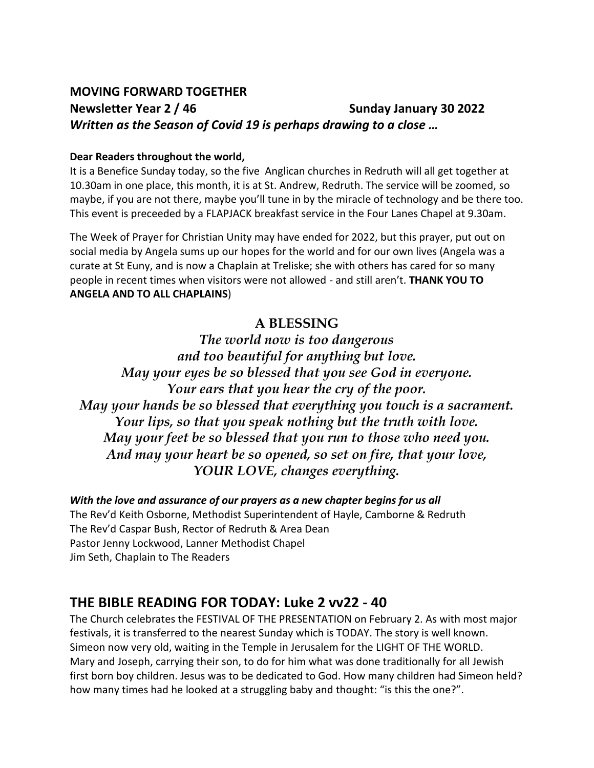## MOVING FORWARD TOGETHER

**Newsletter Year 2 / 46** **Sunday January 30 2022**

***Written as the Season of Covid 19 is perhaps drawing to a close …***

**Dear Readers throughout the world,**

It is a Benefice Sunday today, so the five Anglican churches in Redruth will all get together at 10.30am in one place, this month, it is at St. Andrew, Redruth. The service will be zoomed, so maybe, if you are not there, maybe you'll tune in by the miracle of technology and be there too. This event is preceeded by a FLAPJACK breakfast service in the Four Lanes Chapel at 9.30am.

The Week of Prayer for Christian Unity may have ended for 2022, but this prayer, put out on social media by Angela sums up our hopes for the world and for our own lives (Angela was a curate at St Euny, and is now a Chaplain at Treliske; she with others has cared for so many people in recent times when visitors were not allowed - and still aren't. **THANK YOU TO ANGELA AND TO ALL CHAPLAINS**)

### A BLESSING

*The world now is too dangerous*
*and too beautiful for anything but love.*
*May your eyes be so blessed that you see God in everyone.*
*Your ears that you hear the cry of the poor.*
*May your hands be so blessed that everything you touch is a sacrament.*
*Your lips, so that you speak nothing but the truth with love.*
*May your feet be so blessed that you run to those who need you.*
*And may your heart be so opened, so set on fire, that your love,*
*YOUR LOVE, changes everything.*

***With the love and assurance of our prayers as a new chapter begins for us all***

The Rev'd Keith Osborne, Methodist Superintendent of Hayle, Camborne & Redruth
The Rev'd Caspar Bush, Rector of Redruth & Area Dean
Pastor Jenny Lockwood, Lanner Methodist Chapel
Jim Seth, Chaplain to The Readers

## THE BIBLE READING FOR TODAY: Luke 2 vv22 - 40

The Church celebrates the FESTIVAL OF THE PRESENTATION on February 2. As with most major festivals, it is transferred to the nearest Sunday which is TODAY. The story is well known. Simeon now very old, waiting in the Temple in Jerusalem for the LIGHT OF THE WORLD. Mary and Joseph, carrying their son, to do for him what was done traditionally for all Jewish first born boy children. Jesus was to be dedicated to God. How many children had Simeon held? how many times had he looked at a struggling baby and thought: "is this the one?".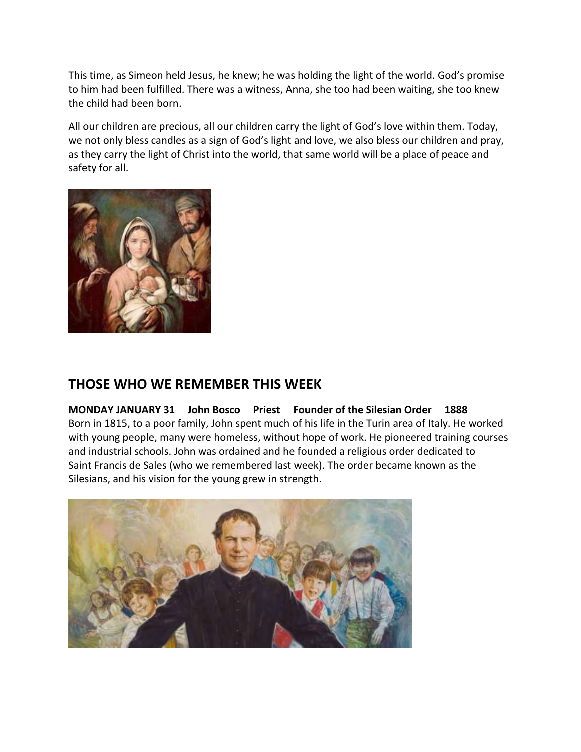This time, as Simeon held Jesus, he knew; he was holding the light of the world. God's promise to him had been fulfilled. There was a witness, Anna, she too had been waiting, she too knew the child had been born.

All our children are precious, all our children carry the light of God's love within them. Today, we not only bless candles as a sign of God's light and love, we also bless our children and pray, as they carry the light of Christ into the world, that same world will be a place of peace and safety for all.

## THOSE WHO WE REMEMBER THIS WEEK

**MONDAY JANUARY 31 John Bosco Priest Founder of the Silesian Order 1888**
Born in 1815, to a poor family, John spent much of his life in the Turin area of Italy. He worked with young people, many were homeless, without hope of work. He pioneered training courses and industrial schools. John was ordained and he founded a religious order dedicated to Saint Francis de Sales (who we remembered last week). The order became known as the Silesians, and his vision for the young grew in strength.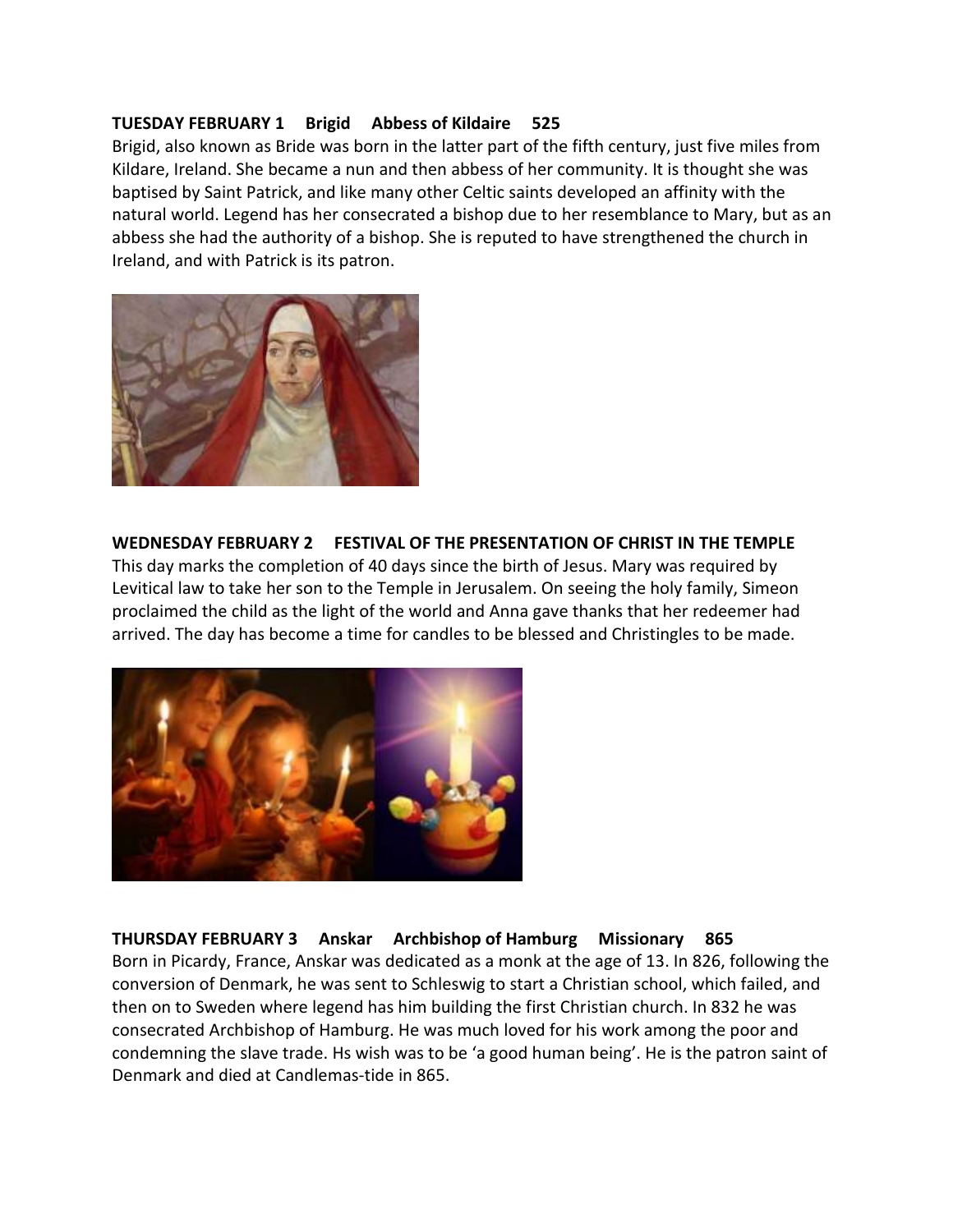**TUESDAY FEBRUARY 1 Brigid Abbess of Kildaire 525**

Brigid, also known as Bride was born in the latter part of the fifth century, just five miles from Kildare, Ireland. She became a nun and then abbess of her community. It is thought she was baptised by Saint Patrick, and like many other Celtic saints developed an affinity with the natural world. Legend has her consecrated a bishop due to her resemblance to Mary, but as an abbess she had the authority of a bishop. She is reputed to have strengthened the church in Ireland, and with Patrick is its patron.

**WEDNESDAY FEBRUARY 2 FESTIVAL OF THE PRESENTATION OF CHRIST IN THE TEMPLE**

This day marks the completion of 40 days since the birth of Jesus. Mary was required by Levitical law to take her son to the Temple in Jerusalem. On seeing the holy family, Simeon proclaimed the child as the light of the world and Anna gave thanks that her redeemer had arrived. The day has become a time for candles to be blessed and Christingles to be made.

**THURSDAY FEBRUARY 3 Anskar Archbishop of Hamburg Missionary 865**

Born in Picardy, France, Anskar was dedicated as a monk at the age of 13. In 826, following the conversion of Denmark, he was sent to Schleswig to start a Christian school, which failed, and then on to Sweden where legend has him building the first Christian church. In 832 he was consecrated Archbishop of Hamburg. He was much loved for his work among the poor and condemning the slave trade. Hs wish was to be 'a good human being'. He is the patron saint of Denmark and died at Candlemas-tide in 865.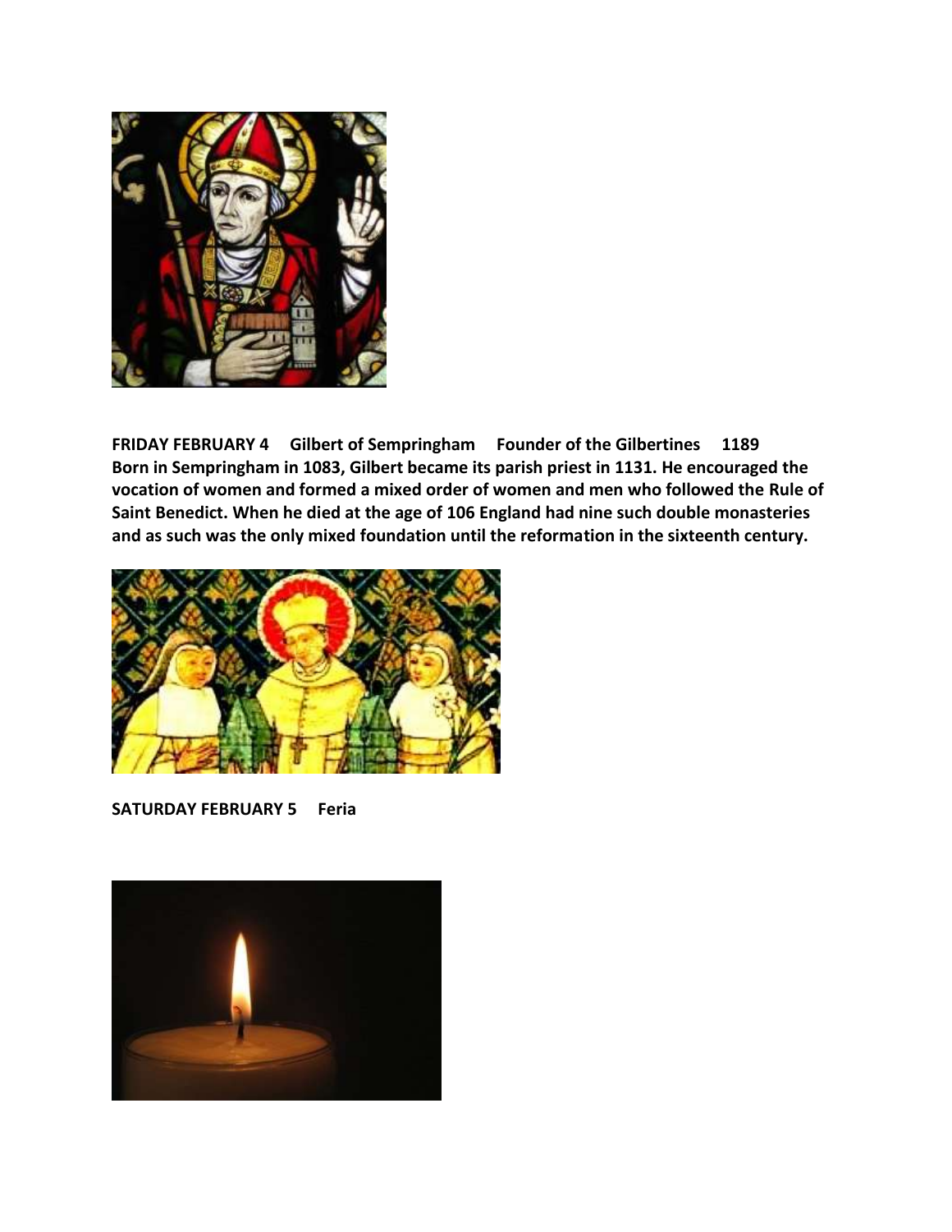**FRIDAY FEBRUARY 4 Gilbert of Sempringham Founder of the Gilbertines 1189**
**Born in Sempringham in 1083, Gilbert became its parish priest in 1131. He encouraged the vocation of women and formed a mixed order of women and men who followed the Rule of Saint Benedict. When he died at the age of 106 England had nine such double monasteries and as such was the only mixed foundation until the reformation in the sixteenth century.**

**SATURDAY FEBRUARY 5 Feria**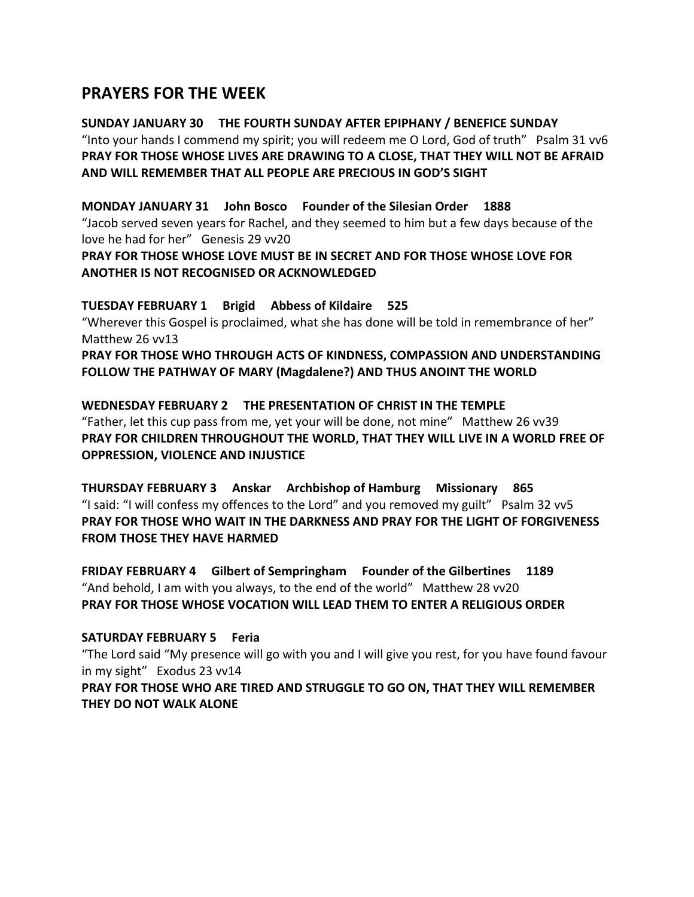## PRAYERS FOR THE WEEK

**SUNDAY JANUARY 30 THE FOURTH SUNDAY AFTER EPIPHANY / BENEFICE SUNDAY**
"Into your hands I commend my spirit; you will redeem me O Lord, God of truth" Psalm 31 vv6
**PRAY FOR THOSE WHOSE LIVES ARE DRAWING TO A CLOSE, THAT THEY WILL NOT BE AFRAID AND WILL REMEMBER THAT ALL PEOPLE ARE PRECIOUS IN GOD'S SIGHT**

**MONDAY JANUARY 31 John Bosco Founder of the Silesian Order 1888**
"Jacob served seven years for Rachel, and they seemed to him but a few days because of the love he had for her" Genesis 29 vv20
**PRAY FOR THOSE WHOSE LOVE MUST BE IN SECRET AND FOR THOSE WHOSE LOVE FOR ANOTHER IS NOT RECOGNISED OR ACKNOWLEDGED**

**TUESDAY FEBRUARY 1 Brigid Abbess of Kildaire 525**
"Wherever this Gospel is proclaimed, what she has done will be told in remembrance of her" Matthew 26 vv13
**PRAY FOR THOSE WHO THROUGH ACTS OF KINDNESS, COMPASSION AND UNDERSTANDING FOLLOW THE PATHWAY OF MARY (Magdalene?) AND THUS ANOINT THE WORLD**

**WEDNESDAY FEBRUARY 2 THE PRESENTATION OF CHRIST IN THE TEMPLE**
"Father, let this cup pass from me, yet your will be done, not mine" Matthew 26 vv39
**PRAY FOR CHILDREN THROUGHOUT THE WORLD, THAT THEY WILL LIVE IN A WORLD FREE OF OPPRESSION, VIOLENCE AND INJUSTICE**

**THURSDAY FEBRUARY 3 Anskar Archbishop of Hamburg Missionary 865**
"I said: "I will confess my offences to the Lord" and you removed my guilt" Psalm 32 vv5
**PRAY FOR THOSE WHO WAIT IN THE DARKNESS AND PRAY FOR THE LIGHT OF FORGIVENESS FROM THOSE THEY HAVE HARMED**

**FRIDAY FEBRUARY 4 Gilbert of Sempringham Founder of the Gilbertines 1189**
"And behold, I am with you always, to the end of the world" Matthew 28 vv20
**PRAY FOR THOSE WHOSE VOCATION WILL LEAD THEM TO ENTER A RELIGIOUS ORDER**

**SATURDAY FEBRUARY 5 Feria**
"The Lord said "My presence will go with you and I will give you rest, for you have found favour in my sight" Exodus 23 vv14
**PRAY FOR THOSE WHO ARE TIRED AND STRUGGLE TO GO ON, THAT THEY WILL REMEMBER THEY DO NOT WALK ALONE**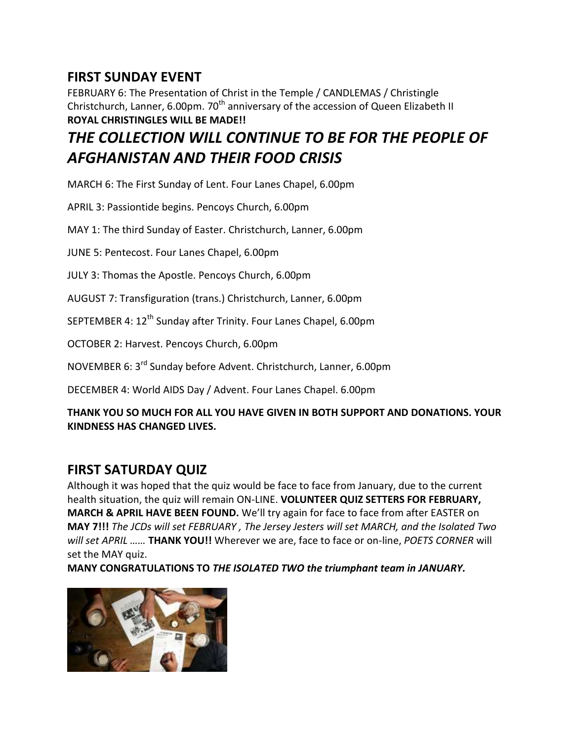## FIRST SUNDAY EVENT

FEBRUARY 6: The Presentation of Christ in the Temple / CANDLEMAS / Christingle Christchurch, Lanner, 6.00pm. 70th anniversary of the accession of Queen Elizabeth II

**ROYAL CHRISTINGLES WILL BE MADE!!**

# *THE COLLECTION WILL CONTINUE TO BE FOR THE PEOPLE OF AFGHANISTAN AND THEIR FOOD CRISIS*

MARCH 6: The First Sunday of Lent. Four Lanes Chapel, 6.00pm

APRIL 3: Passiontide begins. Pencoys Church, 6.00pm

MAY 1: The third Sunday of Easter. Christchurch, Lanner, 6.00pm

JUNE 5: Pentecost. Four Lanes Chapel, 6.00pm

JULY 3: Thomas the Apostle. Pencoys Church, 6.00pm

AUGUST 7: Transfiguration (trans.) Christchurch, Lanner, 6.00pm

SEPTEMBER 4: 12th Sunday after Trinity. Four Lanes Chapel, 6.00pm

OCTOBER 2: Harvest. Pencoys Church, 6.00pm

NOVEMBER 6: 3rd Sunday before Advent. Christchurch, Lanner, 6.00pm

DECEMBER 4: World AIDS Day / Advent. Four Lanes Chapel. 6.00pm

**THANK YOU SO MUCH FOR ALL YOU HAVE GIVEN IN BOTH SUPPORT AND DONATIONS. YOUR KINDNESS HAS CHANGED LIVES.**

## FIRST SATURDAY QUIZ

Although it was hoped that the quiz would be face to face from January, due to the current health situation, the quiz will remain ON-LINE. **VOLUNTEER QUIZ SETTERS FOR FEBRUARY, MARCH & APRIL HAVE BEEN FOUND.** We'll try again for face to face from after EASTER on **MAY 7!!!** *The JCDs will set FEBRUARY , The Jersey Jesters will set MARCH, and the Isolated Two will set APRIL ……* **THANK YOU!!** Wherever we are, face to face or on-line, *POETS CORNER* will set the MAY quiz.

**MANY CONGRATULATIONS TO *THE ISOLATED TWO the triumphant team in JANUARY.***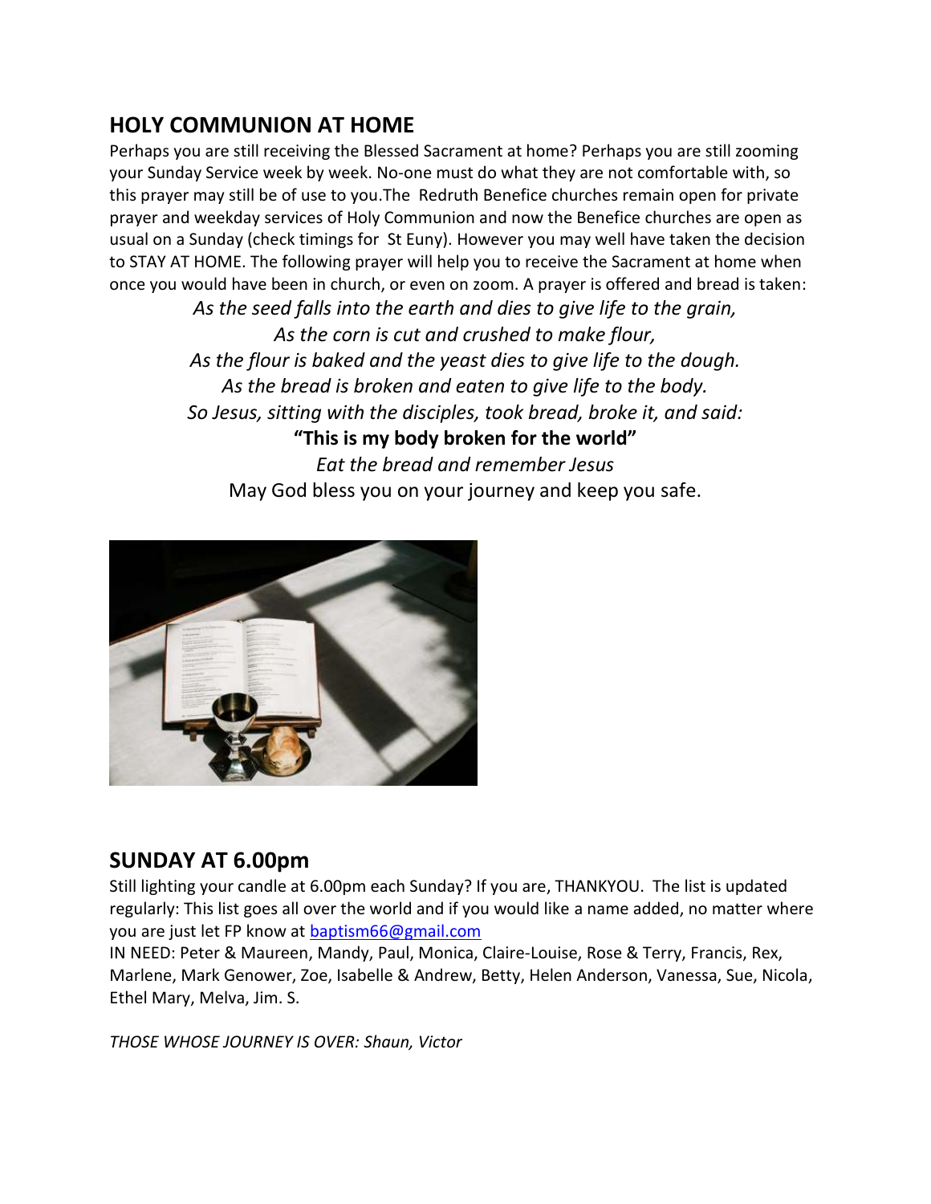## HOLY COMMUNION AT HOME

Perhaps you are still receiving the Blessed Sacrament at home? Perhaps you are still zooming your Sunday Service week by week. No-one must do what they are not comfortable with, so this prayer may still be of use to you.The Redruth Benefice churches remain open for private prayer and weekday services of Holy Communion and now the Benefice churches are open as usual on a Sunday (check timings for St Euny). However you may well have taken the decision to STAY AT HOME. The following prayer will help you to receive the Sacrament at home when once you would have been in church, or even on zoom. A prayer is offered and bread is taken:

*As the seed falls into the earth and dies to give life to the grain,*
*As the corn is cut and crushed to make flour,*
*As the flour is baked and the yeast dies to give life to the dough.*
*As the bread is broken and eaten to give life to the body.*
*So Jesus, sitting with the disciples, took bread, broke it, and said:*
**"This is my body broken for the world"**
*Eat the bread and remember Jesus*
May God bless you on your journey and keep you safe.

## SUNDAY AT 6.00pm

Still lighting your candle at 6.00pm each Sunday? If you are, THANKYOU. The list is updated regularly: This list goes all over the world and if you would like a name added, no matter where you are just let FP know at baptism66@gmail.com

IN NEED: Peter & Maureen, Mandy, Paul, Monica, Claire-Louise, Rose & Terry, Francis, Rex, Marlene, Mark Genower, Zoe, Isabelle & Andrew, Betty, Helen Anderson, Vanessa, Sue, Nicola, Ethel Mary, Melva, Jim. S.

*THOSE WHOSE JOURNEY IS OVER: Shaun, Victor*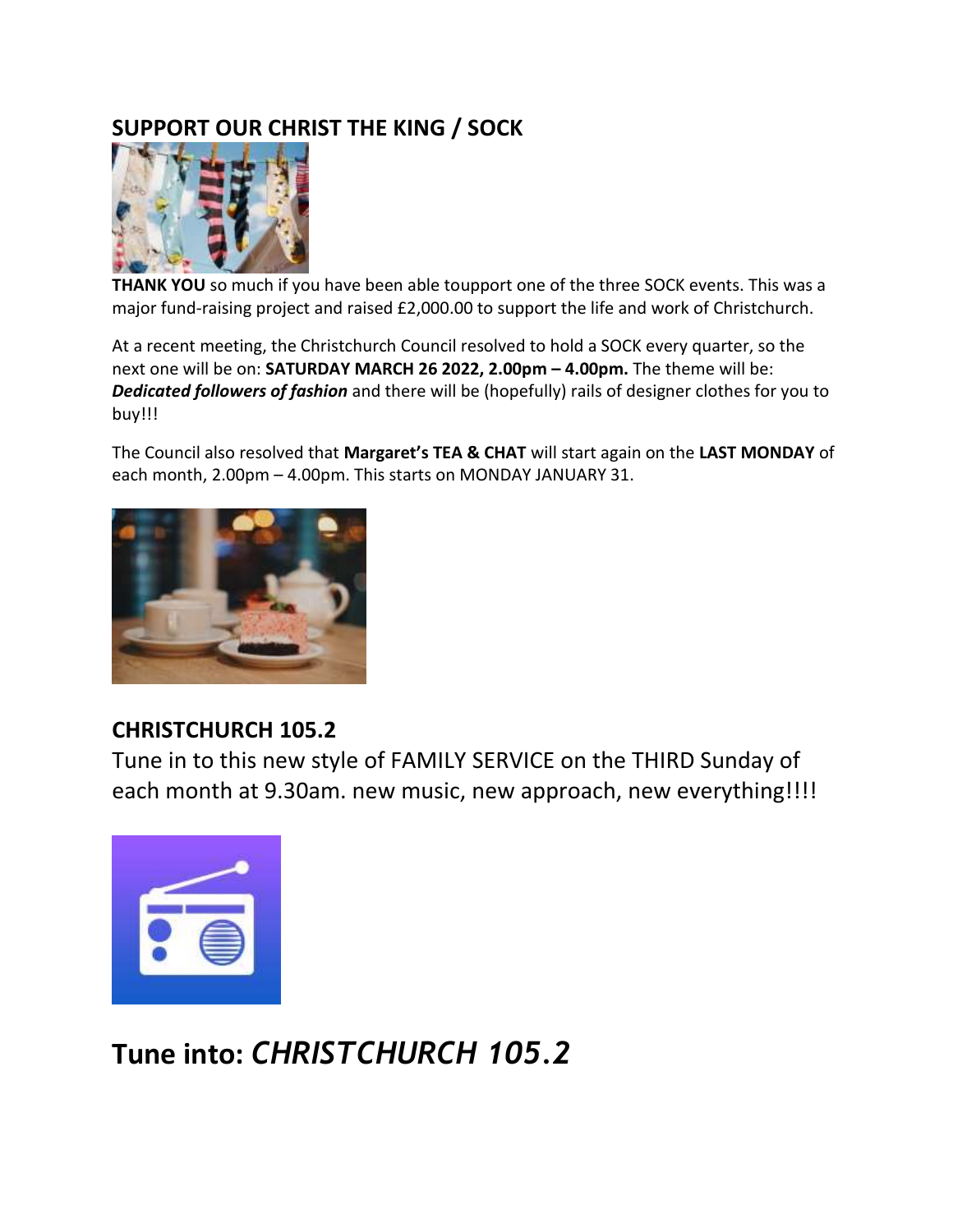## SUPPORT OUR CHRIST THE KING / SOCK

**THANK YOU** so much if you have been able toupport one of the three SOCK events. This was a major fund-raising project and raised £2,000.00 to support the life and work of Christchurch.

At a recent meeting, the Christchurch Council resolved to hold a SOCK every quarter, so the next one will be on: **SATURDAY MARCH 26 2022, 2.00pm – 4.00pm.** The theme will be: ***Dedicated followers of fashion*** and there will be (hopefully) rails of designer clothes for you to buy!!!

The Council also resolved that **Margaret's TEA & CHAT** will start again on the **LAST MONDAY** of each month, 2.00pm – 4.00pm. This starts on MONDAY JANUARY 31.

## CHRISTCHURCH 105.2

Tune in to this new style of FAMILY SERVICE on the THIRD Sunday of each month at 9.30am. new music, new approach, new everything!!!!

# Tune into: *CHRISTCHURCH 105.2*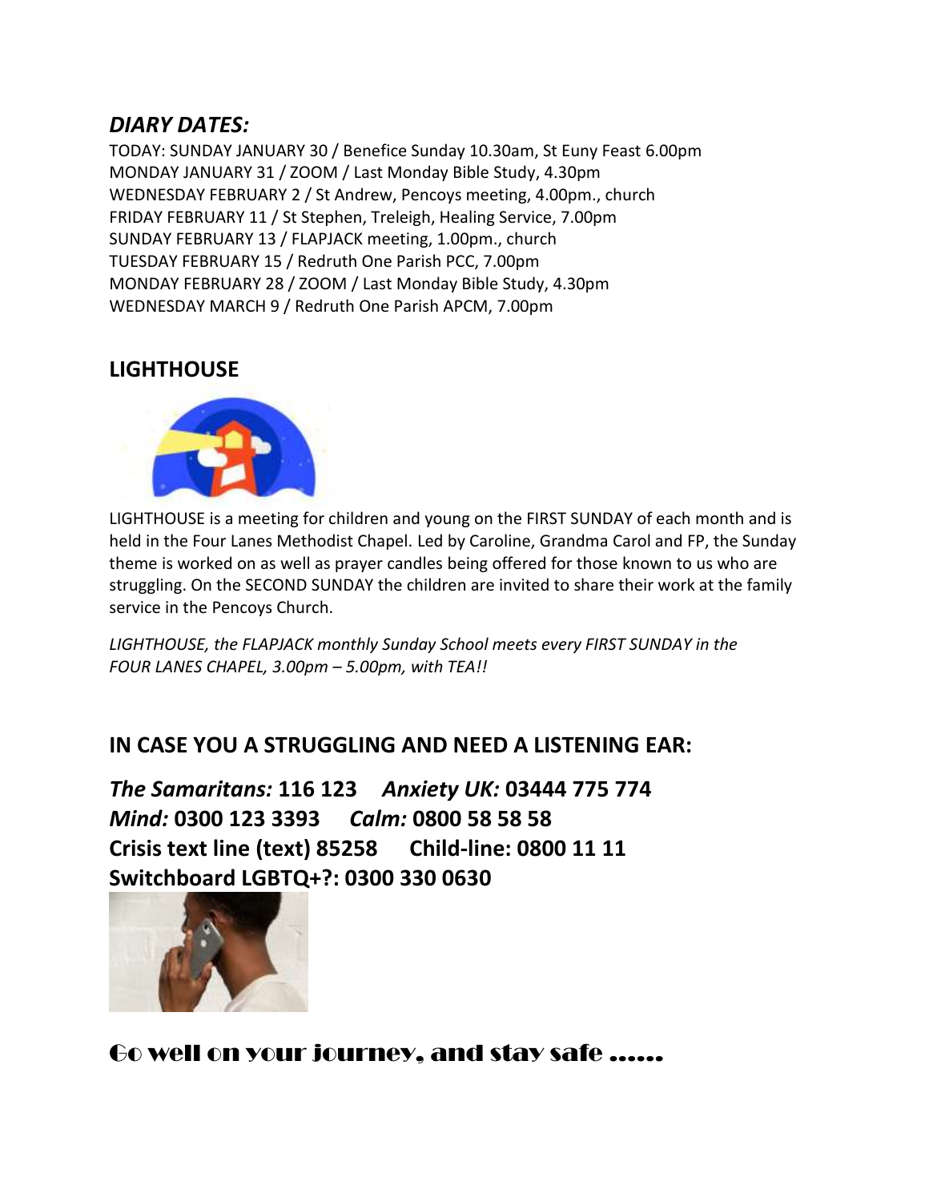## *DIARY DATES:*

TODAY: SUNDAY JANUARY 30 / Benefice Sunday 10.30am, St Euny Feast 6.00pm
MONDAY JANUARY 31 / ZOOM / Last Monday Bible Study, 4.30pm
WEDNESDAY FEBRUARY 2 / St Andrew, Pencoys meeting, 4.00pm., church
FRIDAY FEBRUARY 11 / St Stephen, Treleigh, Healing Service, 7.00pm
SUNDAY FEBRUARY 13 / FLAPJACK meeting, 1.00pm., church
TUESDAY FEBRUARY 15 / Redruth One Parish PCC, 7.00pm
MONDAY FEBRUARY 28 / ZOOM / Last Monday Bible Study, 4.30pm
WEDNESDAY MARCH 9 / Redruth One Parish APCM, 7.00pm

## LIGHTHOUSE

LIGHTHOUSE is a meeting for children and young on the FIRST SUNDAY of each month and is held in the Four Lanes Methodist Chapel. Led by Caroline, Grandma Carol and FP, the Sunday theme is worked on as well as prayer candles being offered for those known to us who are struggling. On the SECOND SUNDAY the children are invited to share their work at the family service in the Pencoys Church.

*LIGHTHOUSE, the FLAPJACK monthly Sunday School meets every FIRST SUNDAY in the FOUR LANES CHAPEL, 3.00pm – 5.00pm, with TEA!!*

## IN CASE YOU A STRUGGLING AND NEED A LISTENING EAR:

***The Samaritans:* 116 123** ***Anxiety UK:* 03444 775 774**
***Mind:* 0300 123 3393** ***Calm:* 0800 58 58 58**
**Crisis text line (text) 85258** **Child-line: 0800 11 11**
**Switchboard LGBTQ+?: 0300 330 0630**

Go well on your journey, and stay safe ……